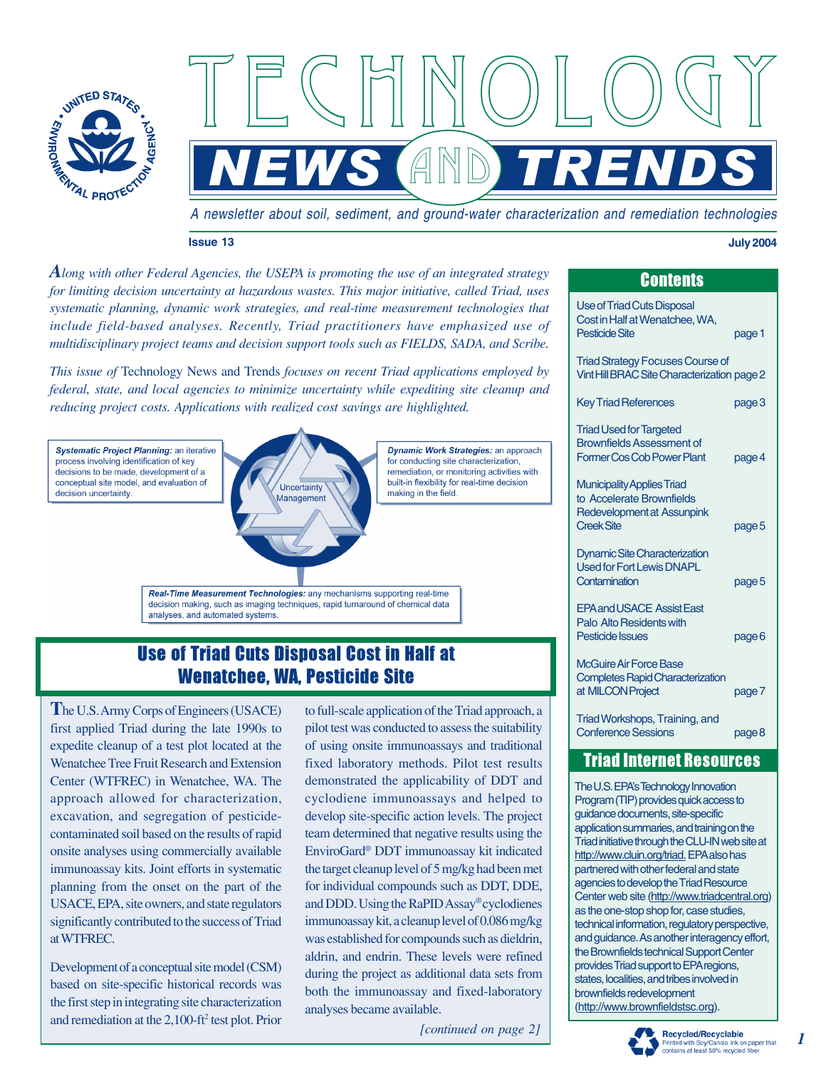# TECHNOLOGY NEWS AND TRENDS

*A newsletter about soil, sediment, and ground-water characterization and remediation technologies*

**Issue 13** **July 2004**

*Along with other Federal Agencies, the USEPA is promoting the use of an integrated strategy for limiting decision uncertainty at hazardous wastes. This major initiative, called Triad, uses systematic planning, dynamic work strategies, and real-time measurement technologies that include field-based analyses. Recently, Triad practitioners have emphasized use of multidisciplinary project teams and decision support tools such as FIELDS, SADA, and Scribe.*

*This issue of* Technology News and Trends *focuses on recent Triad applications employed by federal, state, and local agencies to minimize uncertainty while expediting site cleanup and reducing project costs. Applications with realized cost savings are highlighted.*

***Systematic Project Planning:*** an iterative process involving identification of key decisions to be made, development of a conceptual site model, and evaluation of decision uncertainty.

Uncertainty Management

***Dynamic Work Strategies:*** an approach for conducting site characterization, remediation, or monitoring activities with built-in flexibility for real-time decision making in the field.

***Real-Time Measurement Technologies:*** any mechanisms supporting real-time decision making, such as imaging techniques, rapid turnaround of chemical data analyses, and automated systems.

## Contents

| | |
|---|---|
| Use of Triad Cuts Disposal Cost in Half at Wenatchee, WA, Pesticide Site | page 1 |
| Triad Strategy Focuses Course of Vint Hill BRAC Site Characterization | page 2 |
| Key Triad References | page 3 |
| Triad Used for Targeted Brownfields Assessment of Former Cos Cob Power Plant | page 4 |
| Municipality Applies Triad to Accelerate Brownfields Redevelopment at Assunpink Creek Site | page 5 |
| Dynamic Site Characterization Used for Fort Lewis DNAPL Contamination | page 5 |
| EPA and USACE Assist East Palo Alto Residents with Pesticide Issues | page 6 |
| McGuire Air Force Base Completes Rapid Characterization at MILCON Project | page 7 |
| Triad Workshops, Training, and Conference Sessions | page 8 |

## Triad Internet Resources

The U.S. EPA's Technology Innovation Program (TIP) provides quick access to guidance documents, site-specific application summaries, and training on the Triad initiative through the CLU-IN web site at http://www.cluin.org/triad. EPA also has partnered with other federal and state agencies to develop the Triad Resource Center web site (http://www.triadcentral.org) as the one-stop shop for, case studies, technical information, regulatory perspective, and guidance. As another interagency effort, the Brownfields technical Support Center provides Triad support to EPA regions, states, localities, and tribes involved in brownfields redevelopment (http://www.brownfieldstsc.org).

## Use of Triad Cuts Disposal Cost in Half at Wenatchee, WA, Pesticide Site

The U.S. Army Corps of Engineers (USACE) first applied Triad during the late 1990s to expedite cleanup of a test plot located at the Wenatchee Tree Fruit Research and Extension Center (WTFREC) in Wenatchee, WA. The approach allowed for characterization, excavation, and segregation of pesticide-contaminated soil based on the results of rapid onsite analyses using commercially available immunoassay kits. Joint efforts in systematic planning from the onset on the part of the USACE, EPA, site owners, and state regulators significantly contributed to the success of Triad at WTFREC.

Development of a conceptual site model (CSM) based on site-specific historical records was the first step in integrating site characterization and remediation at the 2,100-ft$^2$ test plot. Prior to full-scale application of the Triad approach, a pilot test was conducted to assess the suitability of using onsite immunoassays and traditional fixed laboratory methods. Pilot test results demonstrated the applicability of DDT and cyclodiene immunoassays and helped to develop site-specific action levels. The project team determined that negative results using the EnviroGard® DDT immunoassay kit indicated the target cleanup level of 5 mg/kg had been met for individual compounds such as DDT, DDE, and DDD. Using the RaPID Assay® cyclodienes immunoassay kit, a cleanup level of 0.086 mg/kg was established for compounds such as dieldrin, aldrin, and endrin. These levels were refined during the project as additional data sets from both the immunoassay and fixed-laboratory analyses became available.

*[continued on page 2]*

Recycled/Recyclable
Printed with Soy/Canola Ink on paper that contains at least 50% recycled fiber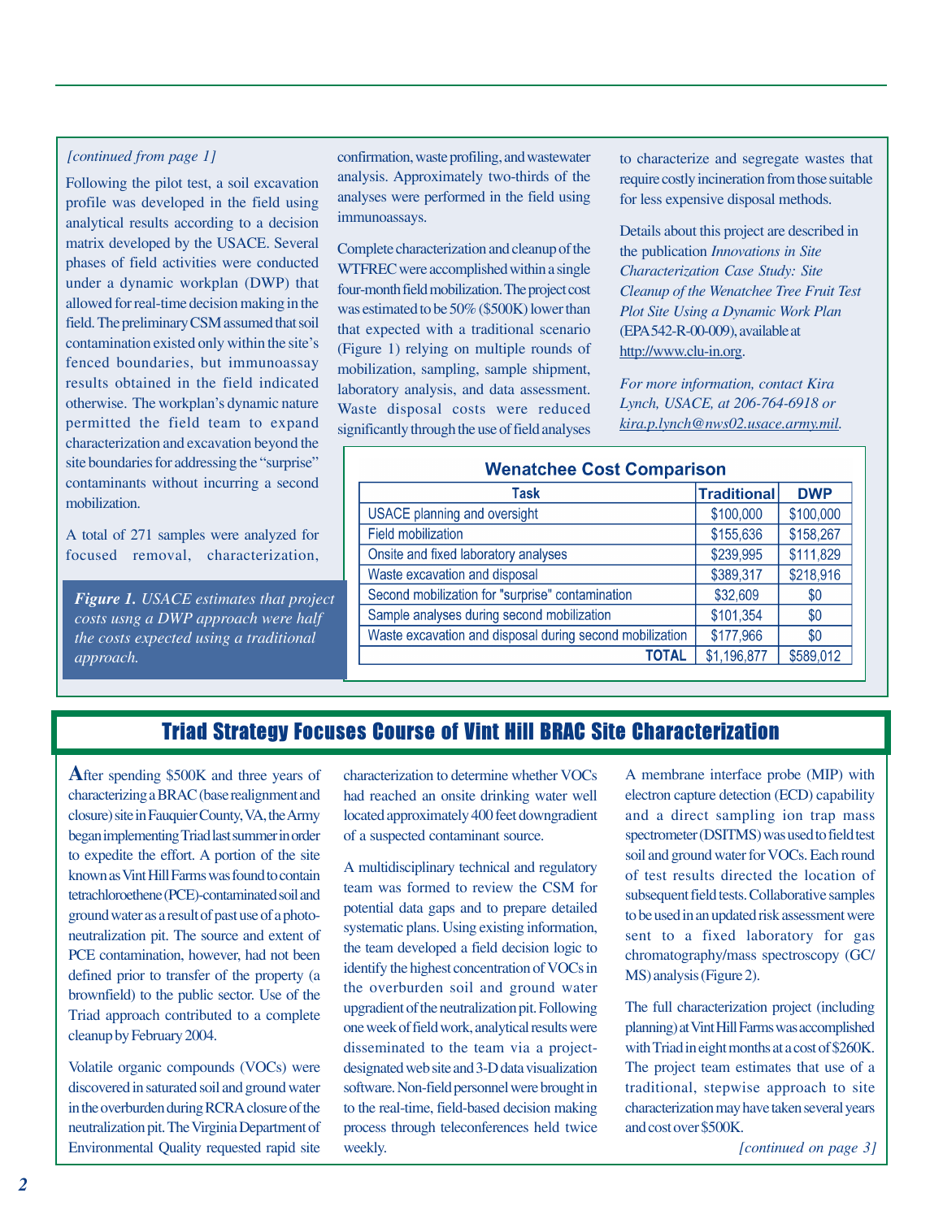*[continued from page 1]*

Following the pilot test, a soil excavation profile was developed in the field using analytical results according to a decision matrix developed by the USACE. Several phases of field activities were conducted under a dynamic workplan (DWP) that allowed for real-time decision making in the field. The preliminary CSM assumed that soil contamination existed only within the site's fenced boundaries, but immunoassay results obtained in the field indicated otherwise. The workplan's dynamic nature permitted the field team to expand characterization and excavation beyond the site boundaries for addressing the "surprise" contaminants without incurring a second mobilization.

A total of 271 samples were analyzed for focused removal, characterization, confirmation, waste profiling, and wastewater analysis. Approximately two-thirds of the analyses were performed in the field using immunoassays.

Complete characterization and cleanup of the WTFREC were accomplished within a single four-month field mobilization. The project cost was estimated to be 50% ($500K) lower than that expected with a traditional scenario (Figure 1) relying on multiple rounds of mobilization, sampling, sample shipment, laboratory analysis, and data assessment. Waste disposal costs were reduced significantly through the use of field analyses to characterize and segregate wastes that require costly incineration from those suitable for less expensive disposal methods.

Details about this project are described in the publication *Innovations in Site Characterization Case Study: Site Cleanup of the Wenatchee Tree Fruit Test Plot Site Using a Dynamic Work Plan* (EPA 542-R-00-009), available at http://www.clu-in.org.

*For more information, contact Kira Lynch, USACE, at 206-764-6918 or kira.p.lynch@nws02.usace.army.mil.*

**Wenatchee Cost Comparison**

| Task | Traditional | DWP |
|---|---|---|
| USACE planning and oversight | $100,000 | $100,000 |
| Field mobilization | $155,636 | $158,267 |
| Onsite and fixed laboratory analyses | $239,995 | $111,829 |
| Waste excavation and disposal | $389,317 | $218,916 |
| Second mobilization for "surprise" contamination | $32,609 | $0 |
| Sample analyses during second mobilization | $101,354 | $0 |
| Waste excavation and disposal during second mobilization | $177,966 | $0 |
| **TOTAL** | $1,196,877 | $589,012 |

***Figure 1.*** *USACE estimates that project costs usng a DWP approach were half the costs expected using a traditional approach.*

## Triad Strategy Focuses Course of Vint Hill BRAC Site Characterization

After spending $500K and three years of characterizing a BRAC (base realignment and closure) site in Fauquier County, VA, the Army began implementing Triad last summer in order to expedite the effort. A portion of the site known as Vint Hill Farms was found to contain tetrachloroethene (PCE)-contaminated soil and ground water as a result of past use of a photo-neutralization pit. The source and extent of PCE contamination, however, had not been defined prior to transfer of the property (a brownfield) to the public sector. Use of the Triad approach contributed to a complete cleanup by February 2004.

Volatile organic compounds (VOCs) were discovered in saturated soil and ground water in the overburden during RCRA closure of the neutralization pit. The Virginia Department of Environmental Quality requested rapid site characterization to determine whether VOCs had reached an onsite drinking water well located approximately 400 feet downgradient of a suspected contaminant source.

A multidisciplinary technical and regulatory team was formed to review the CSM for potential data gaps and to prepare detailed systematic plans. Using existing information, the team developed a field decision logic to identify the highest concentration of VOCs in the overburden soil and ground water upgradient of the neutralization pit. Following one week of field work, analytical results were disseminated to the team via a project-designated web site and 3-D data visualization software. Non-field personnel were brought in to the real-time, field-based decision making process through teleconferences held twice weekly.

A membrane interface probe (MIP) with electron capture detection (ECD) capability and a direct sampling ion trap mass spectrometer (DSITMS) was used to field test soil and ground water for VOCs. Each round of test results directed the location of subsequent field tests. Collaborative samples to be used in an updated risk assessment were sent to a fixed laboratory for gas chromatography/mass spectroscopy (GC/MS) analysis (Figure 2).

The full characterization project (including planning) at Vint Hill Farms was accomplished with Triad in eight months at a cost of $260K. The project team estimates that use of a traditional, stepwise approach to site characterization may have taken several years and cost over $500K.

*[continued on page 3]*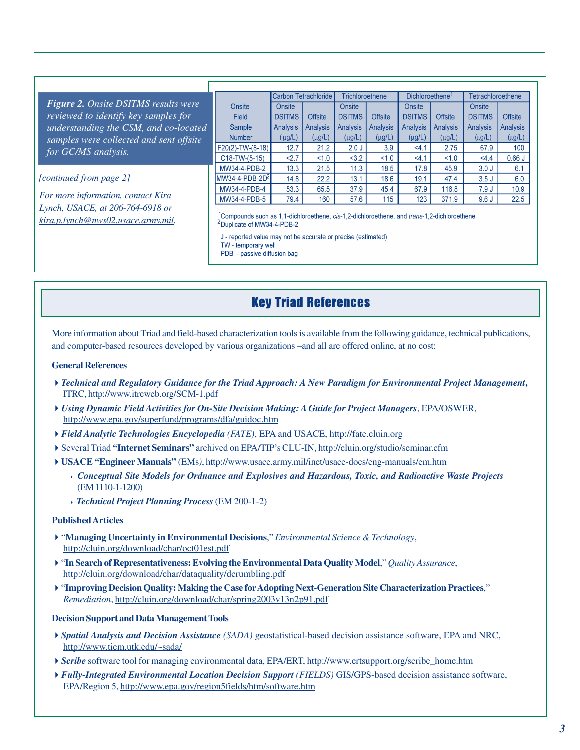***Figure 2.*** *Onsite DSITMS results were reviewed to identify key samples for understanding the CSM, and co-located samples were collected and sent offsite for GC/MS analysis.*

| Onsite Field Sample Number | Carbon Tetrachloride | | Trichloroethene | | Dichloroethene[1] | | Tetrachloroethene | |
|---|---|---|---|---|---|---|---|---|
| | Onsite DSITMS Analysis (µg/L) | Offsite Analysis (µg/L) | Onsite DSITMS Analysis (µg/L) | Offsite Analysis (µg/L) | Onsite DSITMS Analysis (µg/L) | Offsite Analysis (µg/L) | Onsite DSITMS Analysis (µg/L) | Offsite Analysis (µg/L) |
| F20(2)-TW-(8-18) | 12.7 | 21.2 | 2.0 J | 3.9 | <4.1 | 2.75 | 67.9 | 100 |
| C18-TW-(5-15) | <2.7 | <1.0 | <3.2 | <1.0 | <4.1 | <1.0 | <4.4 | 0.66 J |
| MW34-4-PDB-2 | 13.3 | 21.5 | 11.3 | 18.5 | 17.8 | 45.9 | 3.0 J | 6.1 |
| MW34-4-PDB-2D[2] | 14.8 | 22.2 | 13.1 | 18.6 | 19.1 | 47.4 | 3.5 J | 6.0 |
| MW34-4-PDB-4 | 53.3 | 65.5 | 37.9 | 45.4 | 67.9 | 116.8 | 7.9 J | 10.9 |
| MW34-4-PDB-5 | 79.4 | 160 | 57.6 | 115 | 123 | 371.9 | 9.6 J | 22.5 |

[1]Compounds such as 1,1-dichloroethene, *cis*-1,2-dichloroethene, and *trans*-1,2-dichloroethene
[2]Duplicate of MW34-4-PDB-2

J - reported value may not be accurate or precise (estimated)
TW - temporary well
PDB - passive diffusion bag

*[continued from page 2]*

*For more information, contact Kira Lynch, USACE, at 206-764-6918 or kira.p.lynch@nws02.usace.army.mil.*

## Key Triad References

More information about Triad and field-based characterization tools is available from the following guidance, technical publications, and computer-based resources developed by various organizations –and all are offered online, at no cost:

**General References**

- ***Technical and Regulatory Guidance for the Triad Approach: A New Paradigm for Environmental Project Management***, ITRC, http://www.itrcweb.org/SCM-1.pdf
- ***Using Dynamic Field Activities for On-Site Decision Making: A Guide for Project Managers***, EPA/OSWER, http://www.epa.gov/superfund/programs/dfa/guidoc.htm
- ***Field Analytic Technologies Encyclopedia*** *(FATE)*, EPA and USACE, http://fate.cluin.org
- Several Triad **"Internet Seminars"** archived on EPA/TIP's CLU-IN, http://cluin.org/studio/seminar.cfm
- **USACE "Engineer Manuals"** (EMs), http://www.usace.army.mil/inet/usace-docs/eng-manuals/em.htm
  - ***Conceptual Site Models for Ordnance and Explosives and Hazardous, Toxic, and Radioactive Waste Projects*** (EM 1110-1-1200)
  - ***Technical Project Planning Process*** (EM 200-1-2)

**Published Articles**

- "**Managing Uncertainty in Environmental Decisions**," *Environmental Science & Technology*, http://cluin.org/download/char/oct01est.pdf
- "**In Search of Representativeness: Evolving the Environmental Data Quality Model**," *Quality Assurance*, http://cluin.org/download/char/dataquality/dcrumbling.pdf
- "**Improving Decision Quality: Making the Case for Adopting Next-Generation Site Characterization Practices**," *Remediation*, http://cluin.org/download/char/spring2003v13n2p91.pdf

**Decision Support and Data Management Tools**

- ***Spatial Analysis and Decision Assistance*** *(SADA)* geostatistical-based decision assistance software, EPA and NRC, http://www.tiem.utk.edu/~sada/
- ***Scribe*** software tool for managing environmental data, EPA/ERT, http://www.ertsupport.org/scribe_home.htm
- ***Fully-Integrated Environmental Location Decision Support*** *(FIELDS)* GIS/GPS-based decision assistance software, EPA/Region 5, http://www.epa.gov/region5fields/htm/software.htm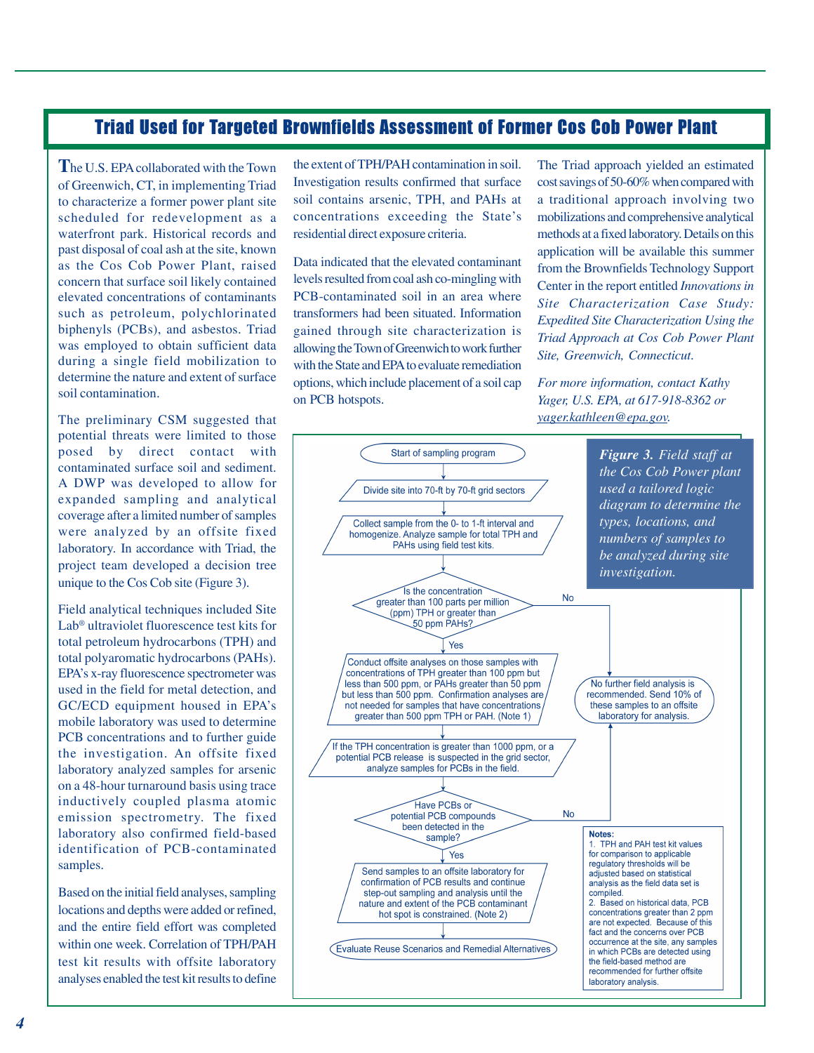## Triad Used for Targeted Brownfields Assessment of Former Cos Cob Power Plant

The U.S. EPA collaborated with the Town of Greenwich, CT, in implementing Triad to characterize a former power plant site scheduled for redevelopment as a waterfront park. Historical records and past disposal of coal ash at the site, known as the Cos Cob Power Plant, raised concern that surface soil likely contained elevated concentrations of contaminants such as petroleum, polychlorinated biphenyls (PCBs), and asbestos. Triad was employed to obtain sufficient data during a single field mobilization to determine the nature and extent of surface soil contamination.

The preliminary CSM suggested that potential threats were limited to those posed by direct contact with contaminated surface soil and sediment. A DWP was developed to allow for expanded sampling and analytical coverage after a limited number of samples were analyzed by an offsite fixed laboratory. In accordance with Triad, the project team developed a decision tree unique to the Cos Cob site (Figure 3).

Field analytical techniques included Site Lab® ultraviolet fluorescence test kits for total petroleum hydrocarbons (TPH) and total polyaromatic hydrocarbons (PAHs). EPA's x-ray fluorescence spectrometer was used in the field for metal detection, and GC/ECD equipment housed in EPA's mobile laboratory was used to determine PCB concentrations and to further guide the investigation. An offsite fixed laboratory analyzed samples for arsenic on a 48-hour turnaround basis using trace inductively coupled plasma atomic emission spectrometry. The fixed laboratory also confirmed field-based identification of PCB-contaminated samples.

Based on the initial field analyses, sampling locations and depths were added or refined, and the entire field effort was completed within one week. Correlation of TPH/PAH test kit results with offsite laboratory analyses enabled the test kit results to define the extent of TPH/PAH contamination in soil. Investigation results confirmed that surface soil contains arsenic, TPH, and PAHs at concentrations exceeding the State's residential direct exposure criteria.

Data indicated that the elevated contaminant levels resulted from coal ash co-mingling with PCB-contaminated soil in an area where transformers had been situated. Information gained through site characterization is allowing the Town of Greenwich to work further with the State and EPA to evaluate remediation options, which include placement of a soil cap on PCB hotspots.

The Triad approach yielded an estimated cost savings of 50-60% when compared with a traditional approach involving two mobilizations and comprehensive analytical methods at a fixed laboratory. Details on this application will be available this summer from the Brownfields Technology Support Center in the report entitled *Innovations in Site Characterization Case Study: Expedited Site Characterization Using the Triad Approach at Cos Cob Power Plant Site, Greenwich, Connecticut.*

*For more information, contact Kathy Yager, U.S. EPA, at 617-918-8362 or yager.kathleen@epa.gov.*

Start of sampling program

Divide site into 70-ft by 70-ft grid sectors

Collect sample from the 0- to 1-ft interval and homogenize. Analyze sample for total TPH and PAHs using field test kits.

Is the concentration greater than 100 parts per million (ppm) TPH or greater than 50 ppm PAHs?

- No → No further field analysis is recommended. Send 10% of these samples to an offsite laboratory for analysis.
- Yes → Conduct offsite analyses on those samples with concentrations of TPH greater than 100 ppm but less than 500 ppm, or PAHs greater than 50 ppm but less than 500 ppm. Confirmation analyses are not needed for samples that have concentrations greater than 500 ppm TPH or PAH. (Note 1)

If the TPH concentration is greater than 1000 ppm, or a potential PCB release is suspected in the grid sector, analyze samples for PCBs in the field.

Have PCBs or potential PCB compounds been detected in the sample?

- No → No further field analysis is recommended. Send 10% of these samples to an offsite laboratory for analysis.
- Yes → Send samples to an offsite laboratory for confirmation of PCB results and continue step-out sampling and analysis until the nature and extent of the PCB contaminant hot spot is constrained. (Note 2)

Evaluate Reuse Scenarios and Remedial Alternatives

**Notes:**

1. TPH and PAH test kit values for comparison to applicable regulatory thresholds will be adjusted based on statistical analysis as the field data set is compiled.
2. Based on historical data, PCB concentrations greater than 2 ppm are not expected. Because of this fact and the concerns over PCB occurrence at the site, any samples in which PCBs are detected using the field-based method are recommended for further offsite laboratory analysis.

***Figure 3.** Field staff at the Cos Cob Power plant used a tailored logic diagram to determine the types, locations, and numbers of samples to be analyzed during site investigation.*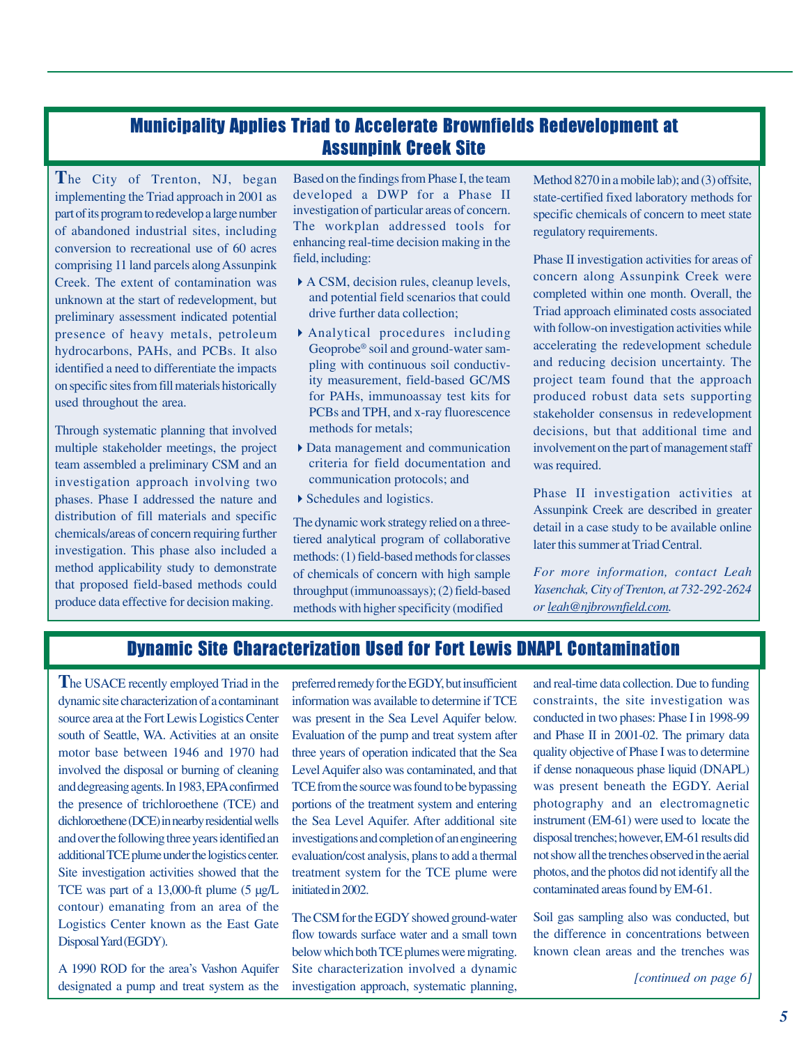## Municipality Applies Triad to Accelerate Brownfields Redevelopment at Assunpink Creek Site

The City of Trenton, NJ, began implementing the Triad approach in 2001 as part of its program to redevelop a large number of abandoned industrial sites, including conversion to recreational use of 60 acres comprising 11 land parcels along Assunpink Creek. The extent of contamination was unknown at the start of redevelopment, but preliminary assessment indicated potential presence of heavy metals, petroleum hydrocarbons, PAHs, and PCBs. It also identified a need to differentiate the impacts on specific sites from fill materials historically used throughout the area.

Through systematic planning that involved multiple stakeholder meetings, the project team assembled a preliminary CSM and an investigation approach involving two phases. Phase I addressed the nature and distribution of fill materials and specific chemicals/areas of concern requiring further investigation. This phase also included a method applicability study to demonstrate that proposed field-based methods could produce data effective for decision making.

Based on the findings from Phase I, the team developed a DWP for a Phase II investigation of particular areas of concern. The workplan addressed tools for enhancing real-time decision making in the field, including:

- A CSM, decision rules, cleanup levels, and potential field scenarios that could drive further data collection;
- Analytical procedures including Geoprobe® soil and ground-water sampling with continuous soil conductivity measurement, field-based GC/MS for PAHs, immunoassay test kits for PCBs and TPH, and x-ray fluorescence methods for metals;
- Data management and communication criteria for field documentation and communication protocols; and
- Schedules and logistics.

The dynamic work strategy relied on a three-tiered analytical program of collaborative methods: (1) field-based methods for classes of chemicals of concern with high sample throughput (immunoassays); (2) field-based methods with higher specificity (modified Method 8270 in a mobile lab); and (3) offsite, state-certified fixed laboratory methods for specific chemicals of concern to meet state regulatory requirements.

Phase II investigation activities for areas of concern along Assunpink Creek were completed within one month. Overall, the Triad approach eliminated costs associated with follow-on investigation activities while accelerating the redevelopment schedule and reducing decision uncertainty. The project team found that the approach produced robust data sets supporting stakeholder consensus in redevelopment decisions, but that additional time and involvement on the part of management staff was required.

Phase II investigation activities at Assunpink Creek are described in greater detail in a case study to be available online later this summer at Triad Central.

*For more information, contact Leah Yasenchak, City of Trenton, at 732-292-2624 or leah@njbrownfield.com.*

## Dynamic Site Characterization Used for Fort Lewis DNAPL Contamination

The USACE recently employed Triad in the dynamic site characterization of a contaminant source area at the Fort Lewis Logistics Center south of Seattle, WA. Activities at an onsite motor base between 1946 and 1970 had involved the disposal or burning of cleaning and degreasing agents. In 1983, EPA confirmed the presence of trichloroethene (TCE) and dichloroethene (DCE) in nearby residential wells and over the following three years identified an additional TCE plume under the logistics center. Site investigation activities showed that the TCE was part of a 13,000-ft plume (5 µg/L contour) emanating from an area of the Logistics Center known as the East Gate Disposal Yard (EGDY).

A 1990 ROD for the area's Vashon Aquifer designated a pump and treat system as the preferred remedy for the EGDY, but insufficient information was available to determine if TCE was present in the Sea Level Aquifer below. Evaluation of the pump and treat system after three years of operation indicated that the Sea Level Aquifer also was contaminated, and that TCE from the source was found to be bypassing portions of the treatment system and entering the Sea Level Aquifer. After additional site investigations and completion of an engineering evaluation/cost analysis, plans to add a thermal treatment system for the TCE plume were initiated in 2002.

The CSM for the EGDY showed ground-water flow towards surface water and a small town below which both TCE plumes were migrating. Site characterization involved a dynamic investigation approach, systematic planning, and real-time data collection. Due to funding constraints, the site investigation was conducted in two phases: Phase I in 1998-99 and Phase II in 2001-02. The primary data quality objective of Phase I was to determine if dense nonaqueous phase liquid (DNAPL) was present beneath the EGDY. Aerial photography and an electromagnetic instrument (EM-61) were used to locate the disposal trenches; however, EM-61 results did not show all the trenches observed in the aerial photos, and the photos did not identify all the contaminated areas found by EM-61.

Soil gas sampling also was conducted, but the difference in concentrations between known clean areas and the trenches was

*[continued on page 6]*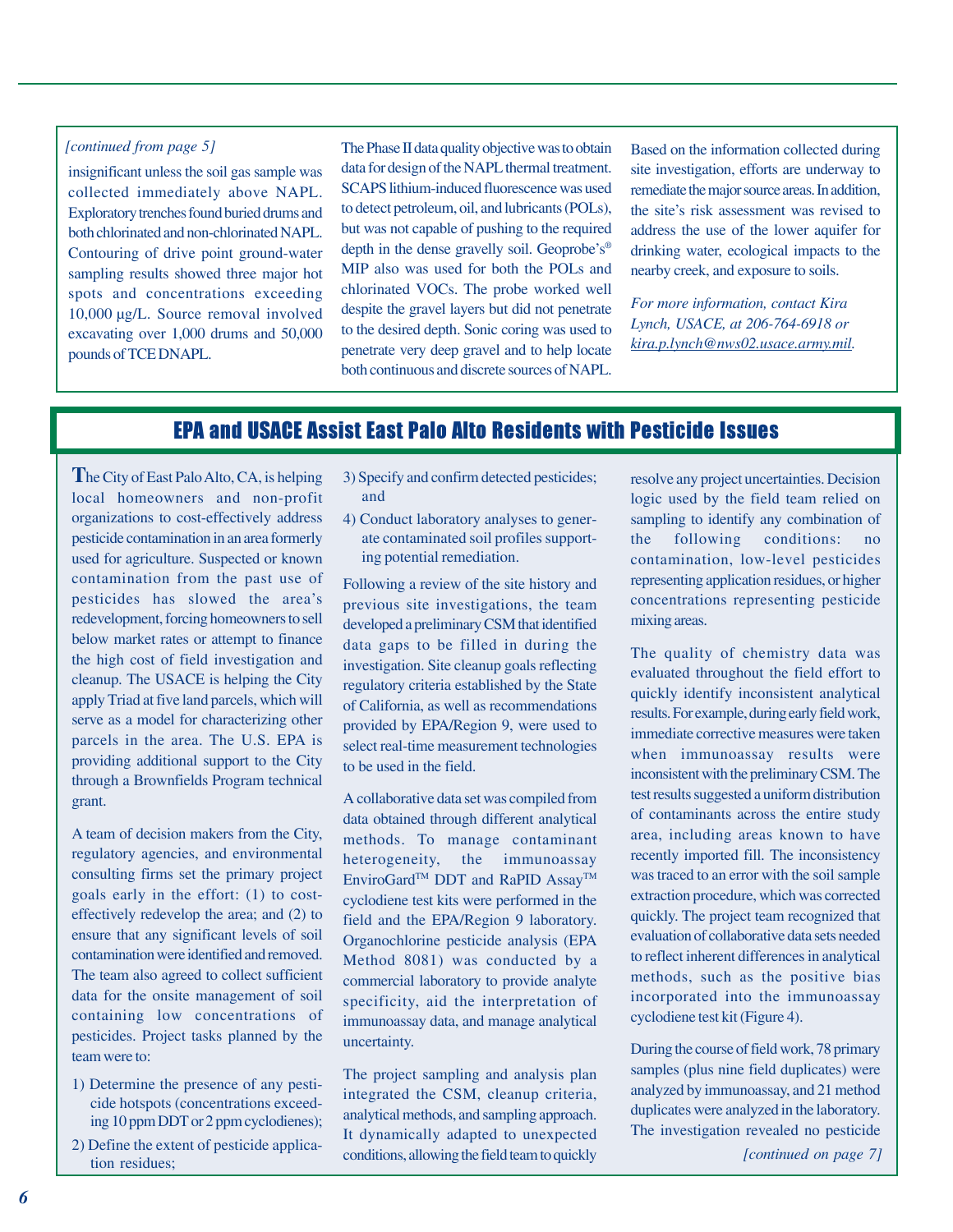*[continued from page 5]*

insignificant unless the soil gas sample was collected immediately above NAPL. Exploratory trenches found buried drums and both chlorinated and non-chlorinated NAPL. Contouring of drive point ground-water sampling results showed three major hot spots and concentrations exceeding 10,000 µg/L. Source removal involved excavating over 1,000 drums and 50,000 pounds of TCE DNAPL.

The Phase II data quality objective was to obtain data for design of the NAPL thermal treatment. SCAPS lithium-induced fluorescence was used to detect petroleum, oil, and lubricants (POLs), but was not capable of pushing to the required depth in the dense gravelly soil. Geoprobe's® MIP also was used for both the POLs and chlorinated VOCs. The probe worked well despite the gravel layers but did not penetrate to the desired depth. Sonic coring was used to penetrate very deep gravel and to help locate both continuous and discrete sources of NAPL.

Based on the information collected during site investigation, efforts are underway to remediate the major source areas. In addition, the site's risk assessment was revised to address the use of the lower aquifer for drinking water, ecological impacts to the nearby creek, and exposure to soils.

*For more information, contact Kira Lynch, USACE, at 206-764-6918 or kira.p.lynch@nws02.usace.army.mil.*

## EPA and USACE Assist East Palo Alto Residents with Pesticide Issues

The City of East Palo Alto, CA, is helping local homeowners and non-profit organizations to cost-effectively address pesticide contamination in an area formerly used for agriculture. Suspected or known contamination from the past use of pesticides has slowed the area's redevelopment, forcing homeowners to sell below market rates or attempt to finance the high cost of field investigation and cleanup. The USACE is helping the City apply Triad at five land parcels, which will serve as a model for characterizing other parcels in the area. The U.S. EPA is providing additional support to the City through a Brownfields Program technical grant.

A team of decision makers from the City, regulatory agencies, and environmental consulting firms set the primary project goals early in the effort: (1) to cost-effectively redevelop the area; and (2) to ensure that any significant levels of soil contamination were identified and removed. The team also agreed to collect sufficient data for the onsite management of soil containing low concentrations of pesticides. Project tasks planned by the team were to:

1) Determine the presence of any pesticide hotspots (concentrations exceeding 10 ppm DDT or 2 ppm cyclodienes);
2) Define the extent of pesticide application residues;
3) Specify and confirm detected pesticides; and
4) Conduct laboratory analyses to generate contaminated soil profiles supporting potential remediation.

Following a review of the site history and previous site investigations, the team developed a preliminary CSM that identified data gaps to be filled in during the investigation. Site cleanup goals reflecting regulatory criteria established by the State of California, as well as recommendations provided by EPA/Region 9, were used to select real-time measurement technologies to be used in the field.

A collaborative data set was compiled from data obtained through different analytical methods. To manage contaminant heterogeneity, the immunoassay EnviroGard™ DDT and RaPID Assay™ cyclodiene test kits were performed in the field and the EPA/Region 9 laboratory. Organochlorine pesticide analysis (EPA Method 8081) was conducted by a commercial laboratory to provide analyte specificity, aid the interpretation of immunoassay data, and manage analytical uncertainty.

The project sampling and analysis plan integrated the CSM, cleanup criteria, analytical methods, and sampling approach. It dynamically adapted to unexpected conditions, allowing the field team to quickly resolve any project uncertainties. Decision logic used by the field team relied on sampling to identify any combination of the following conditions: no contamination, low-level pesticides representing application residues, or higher concentrations representing pesticide mixing areas.

The quality of chemistry data was evaluated throughout the field effort to quickly identify inconsistent analytical results. For example, during early field work, immediate corrective measures were taken when immunoassay results were inconsistent with the preliminary CSM. The test results suggested a uniform distribution of contaminants across the entire study area, including areas known to have recently imported fill. The inconsistency was traced to an error with the soil sample extraction procedure, which was corrected quickly. The project team recognized that evaluation of collaborative data sets needed to reflect inherent differences in analytical methods, such as the positive bias incorporated into the immunoassay cyclodiene test kit (Figure 4).

During the course of field work, 78 primary samples (plus nine field duplicates) were analyzed by immunoassay, and 21 method duplicates were analyzed in the laboratory. The investigation revealed no pesticide

*[continued on page 7]*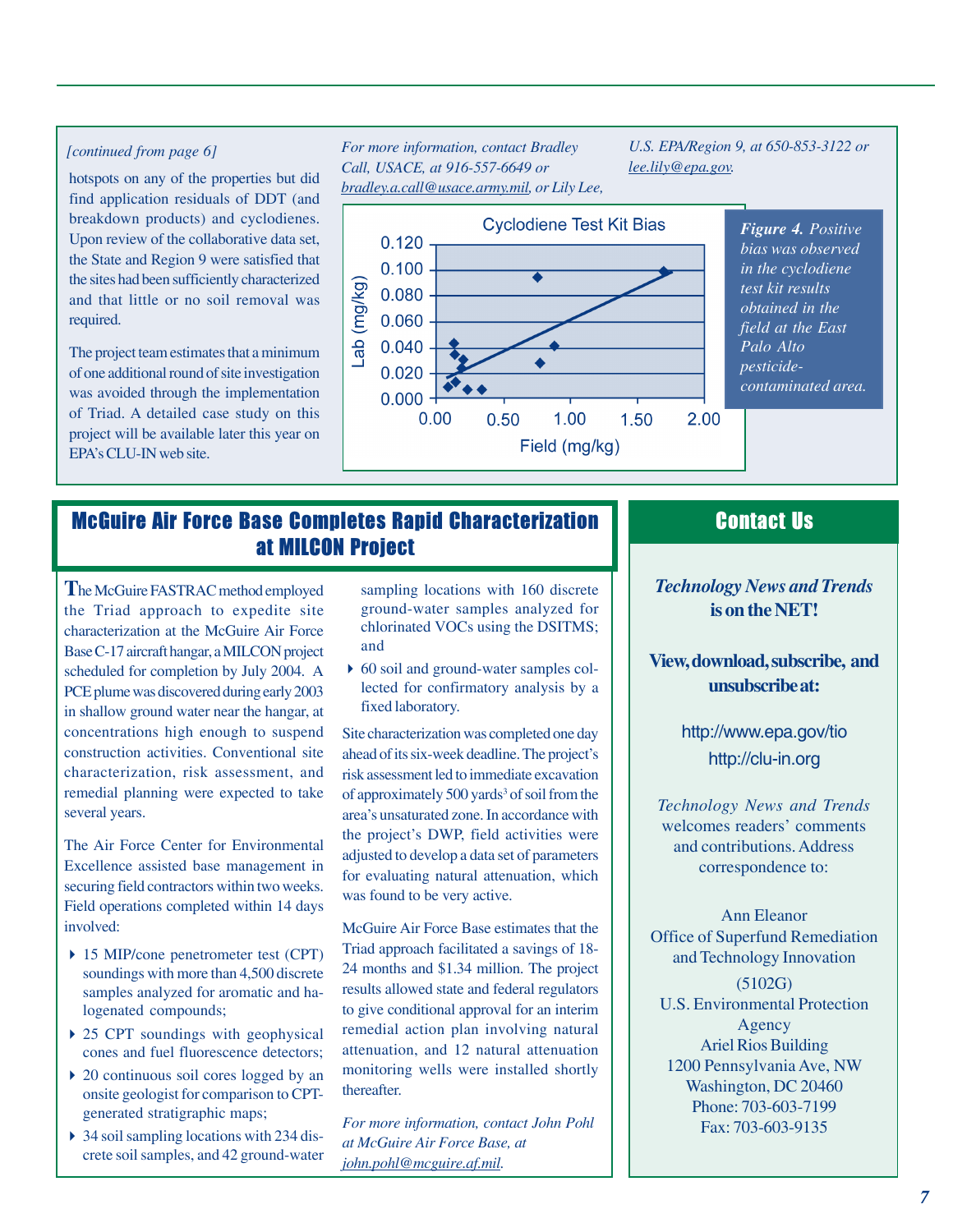*[continued from page 6]*

hotspots on any of the properties but did find application residuals of DDT (and breakdown products) and cyclodienes. Upon review of the collaborative data set, the State and Region 9 were satisfied that the sites had been sufficiently characterized and that little or no soil removal was required.

The project team estimates that a minimum of one additional round of site investigation was avoided through the implementation of Triad. A detailed case study on this project will be available later this year on EPA's CLU-IN web site.

*For more information, contact Bradley Call, USACE, at 916-557-6649 or bradley.a.call@usace.army.mil, or Lily Lee, U.S. EPA/Region 9, at 650-853-3122 or lee.lily@epa.gov.*

*Figure 4. Positive bias was observed in the cyclodiene test kit results obtained in the field at the East Palo Alto pesticide-contaminated area.*

## McGuire Air Force Base Completes Rapid Characterization at MILCON Project

The McGuire FASTRAC method employed the Triad approach to expedite site characterization at the McGuire Air Force Base C-17 aircraft hangar, a MILCON project scheduled for completion by July 2004. A PCE plume was discovered during early 2003 in shallow ground water near the hangar, at concentrations high enough to suspend construction activities. Conventional site characterization, risk assessment, and remedial planning were expected to take several years.

The Air Force Center for Environmental Excellence assisted base management in securing field contractors within two weeks. Field operations completed within 14 days involved:

- 15 MIP/cone penetrometer test (CPT) soundings with more than 4,500 discrete samples analyzed for aromatic and halogenated compounds;
- 25 CPT soundings with geophysical cones and fuel fluorescence detectors;
- 20 continuous soil cores logged by an onsite geologist for comparison to CPT-generated stratigraphic maps;
- 34 soil sampling locations with 234 discrete soil samples, and 42 ground-water sampling locations with 160 discrete ground-water samples analyzed for chlorinated VOCs using the DSITMS; and
- 60 soil and ground-water samples collected for confirmatory analysis by a fixed laboratory.

Site characterization was completed one day ahead of its six-week deadline. The project's risk assessment led to immediate excavation of approximately 500 yards$^3$ of soil from the area's unsaturated zone. In accordance with the project's DWP, field activities were adjusted to develop a data set of parameters for evaluating natural attenuation, which was found to be very active.

McGuire Air Force Base estimates that the Triad approach facilitated a savings of 18-24 months and $1.34 million. The project results allowed state and federal regulators to give conditional approval for an interim remedial action plan involving natural attenuation, and 12 natural attenuation monitoring wells were installed shortly thereafter.

*For more information, contact John Pohl at McGuire Air Force Base, at john.pohl@mcguire.af.mil.*

## Contact Us

***Technology News and Trends* is on the NET!**

**View, download, subscribe, and unsubscribe at:**

http://www.epa.gov/tio

http://clu-in.org

*Technology News and Trends* welcomes readers' comments and contributions. Address correspondence to:

Ann Eleanor
Office of Superfund Remediation and Technology Innovation
(5102G)
U.S. Environmental Protection Agency
Ariel Rios Building
1200 Pennsylvania Ave, NW
Washington, DC 20460
Phone: 703-603-7199
Fax: 703-603-9135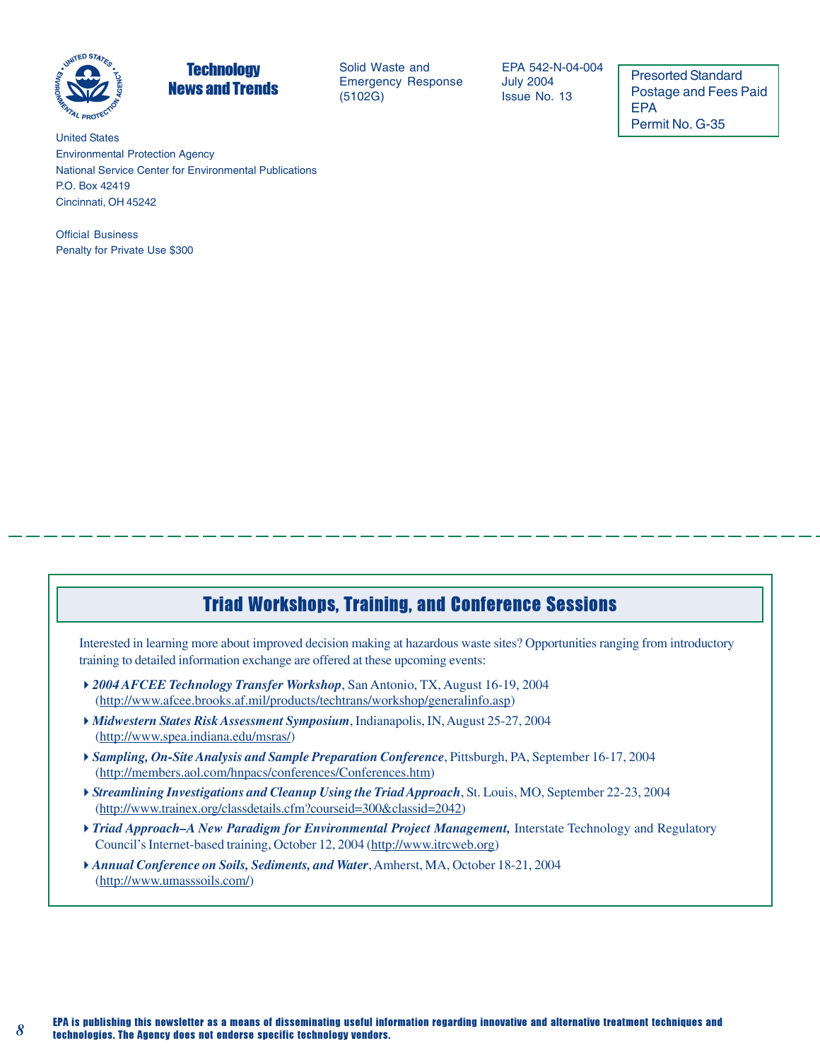**Technology News and Trends**

Solid Waste and Emergency Response (5102G)

EPA 542-N-04-004
July 2004
Issue No. 13

Presorted Standard
Postage and Fees Paid
EPA
Permit No. G-35

United States
Environmental Protection Agency
National Service Center for Environmental Publications
P.O. Box 42419
Cincinnati, OH 45242

Official Business
Penalty for Private Use $300

## Triad Workshops, Training, and Conference Sessions

Interested in learning more about improved decision making at hazardous waste sites? Opportunities ranging from introductory training to detailed information exchange are offered at these upcoming events:

- ***2004 AFCEE Technology Transfer Workshop***, San Antonio, TX, August 16-19, 2004 (http://www.afcee.brooks.af.mil/products/techtrans/workshop/generalinfo.asp)
- ***Midwestern States Risk Assessment Symposium***, Indianapolis, IN, August 25-27, 2004 (http://www.spea.indiana.edu/msras/)
- ***Sampling, On-Site Analysis and Sample Preparation Conference***, Pittsburgh, PA, September 16-17, 2004 (http://members.aol.com/hnpacs/conferences/Conferences.htm)
- ***Streamlining Investigations and Cleanup Using the Triad Approach***, St. Louis, MO, September 22-23, 2004 (http://www.trainex.org/classdetails.cfm?courseid=300&classid=2042)
- ***Triad Approach–A New Paradigm for Environmental Project Management,*** Interstate Technology and Regulatory Council's Internet-based training, October 12, 2004 (http://www.itrcweb.org)
- ***Annual Conference on Soils, Sediments, and Water***, Amherst, MA, October 18-21, 2004 (http://www.umasssoils.com/)

**EPA is publishing this newsletter as a means of disseminating useful information regarding innovative and alternative treatment techniques and technologies. The Agency does not endorse specific technology vendors.**